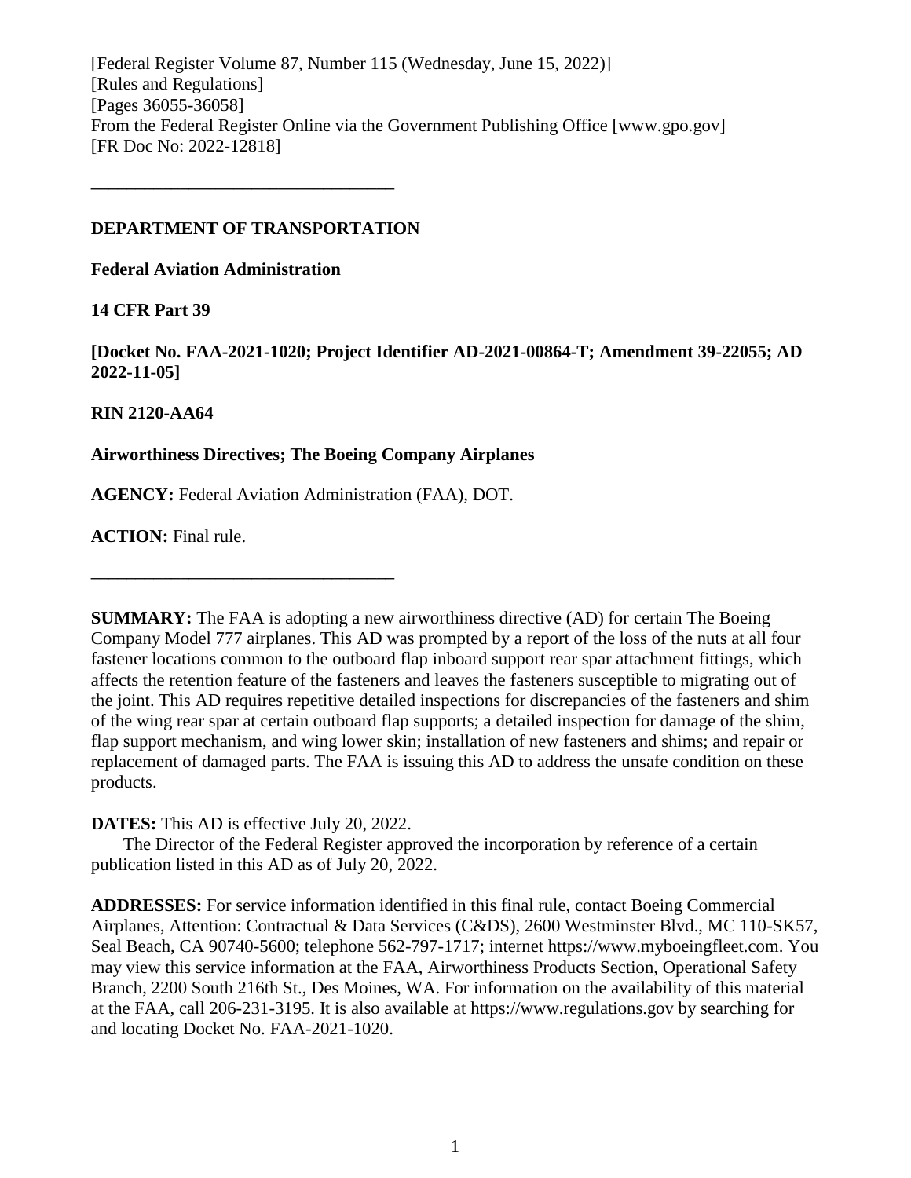[Federal Register Volume 87, Number 115 (Wednesday, June 15, 2022)]
[Rules and Regulations]
[Pages 36055-36058]
From the Federal Register Online via the Government Publishing Office [www.gpo.gov]
[FR Doc No: 2022-12818]

---

**DEPARTMENT OF TRANSPORTATION**

**Federal Aviation Administration**

**14 CFR Part 39**

**[Docket No. FAA-2021-1020; Project Identifier AD-2021-00864-T; Amendment 39-22055; AD 2022-11-05]**

**RIN 2120-AA64**

**Airworthiness Directives; The Boeing Company Airplanes**

**AGENCY:** Federal Aviation Administration (FAA), DOT.

**ACTION:** Final rule.

---

**SUMMARY:** The FAA is adopting a new airworthiness directive (AD) for certain The Boeing Company Model 777 airplanes. This AD was prompted by a report of the loss of the nuts at all four fastener locations common to the outboard flap inboard support rear spar attachment fittings, which affects the retention feature of the fasteners and leaves the fasteners susceptible to migrating out of the joint. This AD requires repetitive detailed inspections for discrepancies of the fasteners and shim of the wing rear spar at certain outboard flap supports; a detailed inspection for damage of the shim, flap support mechanism, and wing lower skin; installation of new fasteners and shims; and repair or replacement of damaged parts. The FAA is issuing this AD to address the unsafe condition on these products.

**DATES:** This AD is effective July 20, 2022.

The Director of the Federal Register approved the incorporation by reference of a certain publication listed in this AD as of July 20, 2022.

**ADDRESSES:** For service information identified in this final rule, contact Boeing Commercial Airplanes, Attention: Contractual & Data Services (C&DS), 2600 Westminster Blvd., MC 110-SK57, Seal Beach, CA 90740-5600; telephone 562-797-1717; internet https://www.myboeingfleet.com. You may view this service information at the FAA, Airworthiness Products Section, Operational Safety Branch, 2200 South 216th St., Des Moines, WA. For information on the availability of this material at the FAA, call 206-231-3195. It is also available at https://www.regulations.gov by searching for and locating Docket No. FAA-2021-1020.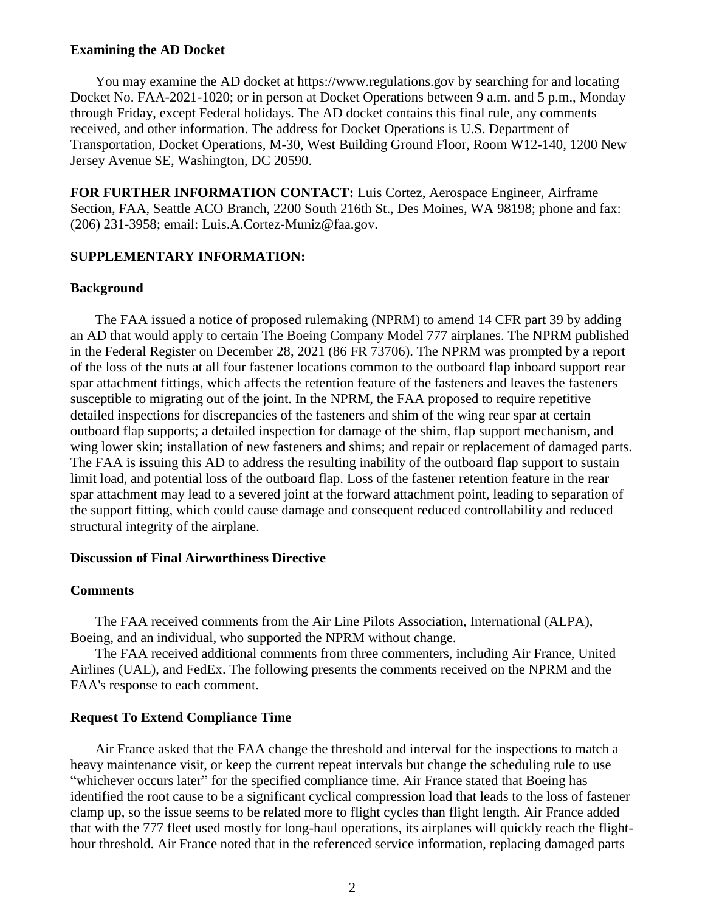## Examining the AD Docket

You may examine the AD docket at https://www.regulations.gov by searching for and locating Docket No. FAA-2021-1020; or in person at Docket Operations between 9 a.m. and 5 p.m., Monday through Friday, except Federal holidays. The AD docket contains this final rule, any comments received, and other information. The address for Docket Operations is U.S. Department of Transportation, Docket Operations, M-30, West Building Ground Floor, Room W12-140, 1200 New Jersey Avenue SE, Washington, DC 20590.

**FOR FURTHER INFORMATION CONTACT:** Luis Cortez, Aerospace Engineer, Airframe Section, FAA, Seattle ACO Branch, 2200 South 216th St., Des Moines, WA 98198; phone and fax: (206) 231-3958; email: Luis.A.Cortez-Muniz@faa.gov.

**SUPPLEMENTARY INFORMATION:**

## Background

The FAA issued a notice of proposed rulemaking (NPRM) to amend 14 CFR part 39 by adding an AD that would apply to certain The Boeing Company Model 777 airplanes. The NPRM published in the Federal Register on December 28, 2021 (86 FR 73706). The NPRM was prompted by a report of the loss of the nuts at all four fastener locations common to the outboard flap inboard support rear spar attachment fittings, which affects the retention feature of the fasteners and leaves the fasteners susceptible to migrating out of the joint. In the NPRM, the FAA proposed to require repetitive detailed inspections for discrepancies of the fasteners and shim of the wing rear spar at certain outboard flap supports; a detailed inspection for damage of the shim, flap support mechanism, and wing lower skin; installation of new fasteners and shims; and repair or replacement of damaged parts. The FAA is issuing this AD to address the resulting inability of the outboard flap support to sustain limit load, and potential loss of the outboard flap. Loss of the fastener retention feature in the rear spar attachment may lead to a severed joint at the forward attachment point, leading to separation of the support fitting, which could cause damage and consequent reduced controllability and reduced structural integrity of the airplane.

## Discussion of Final Airworthiness Directive

### Comments

The FAA received comments from the Air Line Pilots Association, International (ALPA), Boeing, and an individual, who supported the NPRM without change.

The FAA received additional comments from three commenters, including Air France, United Airlines (UAL), and FedEx. The following presents the comments received on the NPRM and the FAA's response to each comment.

### Request To Extend Compliance Time

Air France asked that the FAA change the threshold and interval for the inspections to match a heavy maintenance visit, or keep the current repeat intervals but change the scheduling rule to use "whichever occurs later" for the specified compliance time. Air France stated that Boeing has identified the root cause to be a significant cyclical compression load that leads to the loss of fastener clamp up, so the issue seems to be related more to flight cycles than flight length. Air France added that with the 777 fleet used mostly for long-haul operations, its airplanes will quickly reach the flight-hour threshold. Air France noted that in the referenced service information, replacing damaged parts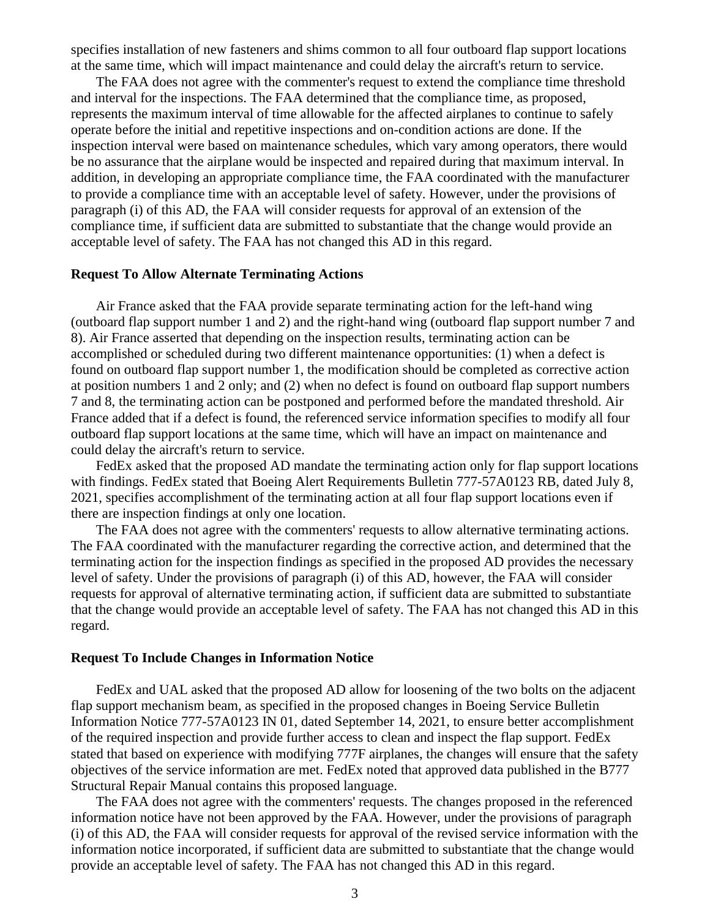specifies installation of new fasteners and shims common to all four outboard flap support locations at the same time, which will impact maintenance and could delay the aircraft's return to service.

The FAA does not agree with the commenter's request to extend the compliance time threshold and interval for the inspections. The FAA determined that the compliance time, as proposed, represents the maximum interval of time allowable for the affected airplanes to continue to safely operate before the initial and repetitive inspections and on-condition actions are done. If the inspection interval were based on maintenance schedules, which vary among operators, there would be no assurance that the airplane would be inspected and repaired during that maximum interval. In addition, in developing an appropriate compliance time, the FAA coordinated with the manufacturer to provide a compliance time with an acceptable level of safety. However, under the provisions of paragraph (i) of this AD, the FAA will consider requests for approval of an extension of the compliance time, if sufficient data are submitted to substantiate that the change would provide an acceptable level of safety. The FAA has not changed this AD in this regard.

### Request To Allow Alternate Terminating Actions

Air France asked that the FAA provide separate terminating action for the left-hand wing (outboard flap support number 1 and 2) and the right-hand wing (outboard flap support number 7 and 8). Air France asserted that depending on the inspection results, terminating action can be accomplished or scheduled during two different maintenance opportunities: (1) when a defect is found on outboard flap support number 1, the modification should be completed as corrective action at position numbers 1 and 2 only; and (2) when no defect is found on outboard flap support numbers 7 and 8, the terminating action can be postponed and performed before the mandated threshold. Air France added that if a defect is found, the referenced service information specifies to modify all four outboard flap support locations at the same time, which will have an impact on maintenance and could delay the aircraft's return to service.

FedEx asked that the proposed AD mandate the terminating action only for flap support locations with findings. FedEx stated that Boeing Alert Requirements Bulletin 777-57A0123 RB, dated July 8, 2021, specifies accomplishment of the terminating action at all four flap support locations even if there are inspection findings at only one location.

The FAA does not agree with the commenters' requests to allow alternative terminating actions. The FAA coordinated with the manufacturer regarding the corrective action, and determined that the terminating action for the inspection findings as specified in the proposed AD provides the necessary level of safety. Under the provisions of paragraph (i) of this AD, however, the FAA will consider requests for approval of alternative terminating action, if sufficient data are submitted to substantiate that the change would provide an acceptable level of safety. The FAA has not changed this AD in this regard.

### Request To Include Changes in Information Notice

FedEx and UAL asked that the proposed AD allow for loosening of the two bolts on the adjacent flap support mechanism beam, as specified in the proposed changes in Boeing Service Bulletin Information Notice 777-57A0123 IN 01, dated September 14, 2021, to ensure better accomplishment of the required inspection and provide further access to clean and inspect the flap support. FedEx stated that based on experience with modifying 777F airplanes, the changes will ensure that the safety objectives of the service information are met. FedEx noted that approved data published in the B777 Structural Repair Manual contains this proposed language.

The FAA does not agree with the commenters' requests. The changes proposed in the referenced information notice have not been approved by the FAA. However, under the provisions of paragraph (i) of this AD, the FAA will consider requests for approval of the revised service information with the information notice incorporated, if sufficient data are submitted to substantiate that the change would provide an acceptable level of safety. The FAA has not changed this AD in this regard.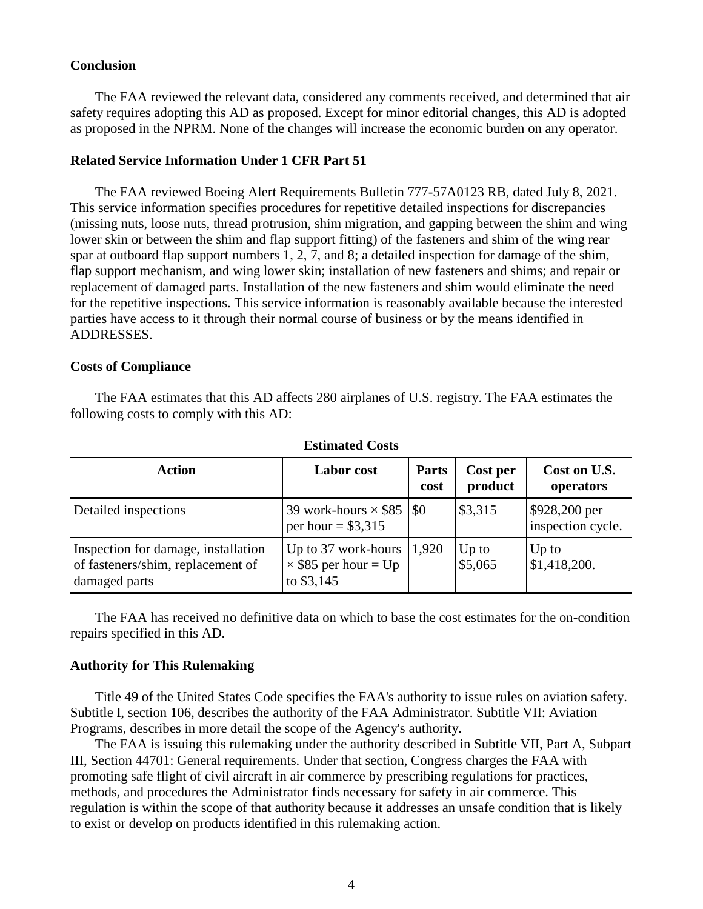### Conclusion

The FAA reviewed the relevant data, considered any comments received, and determined that air safety requires adopting this AD as proposed. Except for minor editorial changes, this AD is adopted as proposed in the NPRM. None of the changes will increase the economic burden on any operator.

### Related Service Information Under 1 CFR Part 51

The FAA reviewed Boeing Alert Requirements Bulletin 777-57A0123 RB, dated July 8, 2021. This service information specifies procedures for repetitive detailed inspections for discrepancies (missing nuts, loose nuts, thread protrusion, shim migration, and gapping between the shim and wing lower skin or between the shim and flap support fitting) of the fasteners and shim of the wing rear spar at outboard flap support numbers 1, 2, 7, and 8; a detailed inspection for damage of the shim, flap support mechanism, and wing lower skin; installation of new fasteners and shims; and repair or replacement of damaged parts. Installation of the new fasteners and shim would eliminate the need for the repetitive inspections. This service information is reasonably available because the interested parties have access to it through their normal course of business or by the means identified in ADDRESSES.

### Costs of Compliance

The FAA estimates that this AD affects 280 airplanes of U.S. registry. The FAA estimates the following costs to comply with this AD:

**Estimated Costs**

| Action | Labor cost | Parts cost | Cost per product | Cost on U.S. operators |
|---|---|---|---|---|
| Detailed inspections | 39 work-hours × $85 per hour = $3,315 | $0 | $3,315 | $928,200 per inspection cycle. |
| Inspection for damage, installation of fasteners/shim, replacement of damaged parts | Up to 37 work-hours × $85 per hour = Up to $3,145 | 1,920 | Up to $5,065 | Up to $1,418,200. |

The FAA has received no definitive data on which to base the cost estimates for the on-condition repairs specified in this AD.

### Authority for This Rulemaking

Title 49 of the United States Code specifies the FAA's authority to issue rules on aviation safety. Subtitle I, section 106, describes the authority of the FAA Administrator. Subtitle VII: Aviation Programs, describes in more detail the scope of the Agency's authority.

The FAA is issuing this rulemaking under the authority described in Subtitle VII, Part A, Subpart III, Section 44701: General requirements. Under that section, Congress charges the FAA with promoting safe flight of civil aircraft in air commerce by prescribing regulations for practices, methods, and procedures the Administrator finds necessary for safety in air commerce. This regulation is within the scope of that authority because it addresses an unsafe condition that is likely to exist or develop on products identified in this rulemaking action.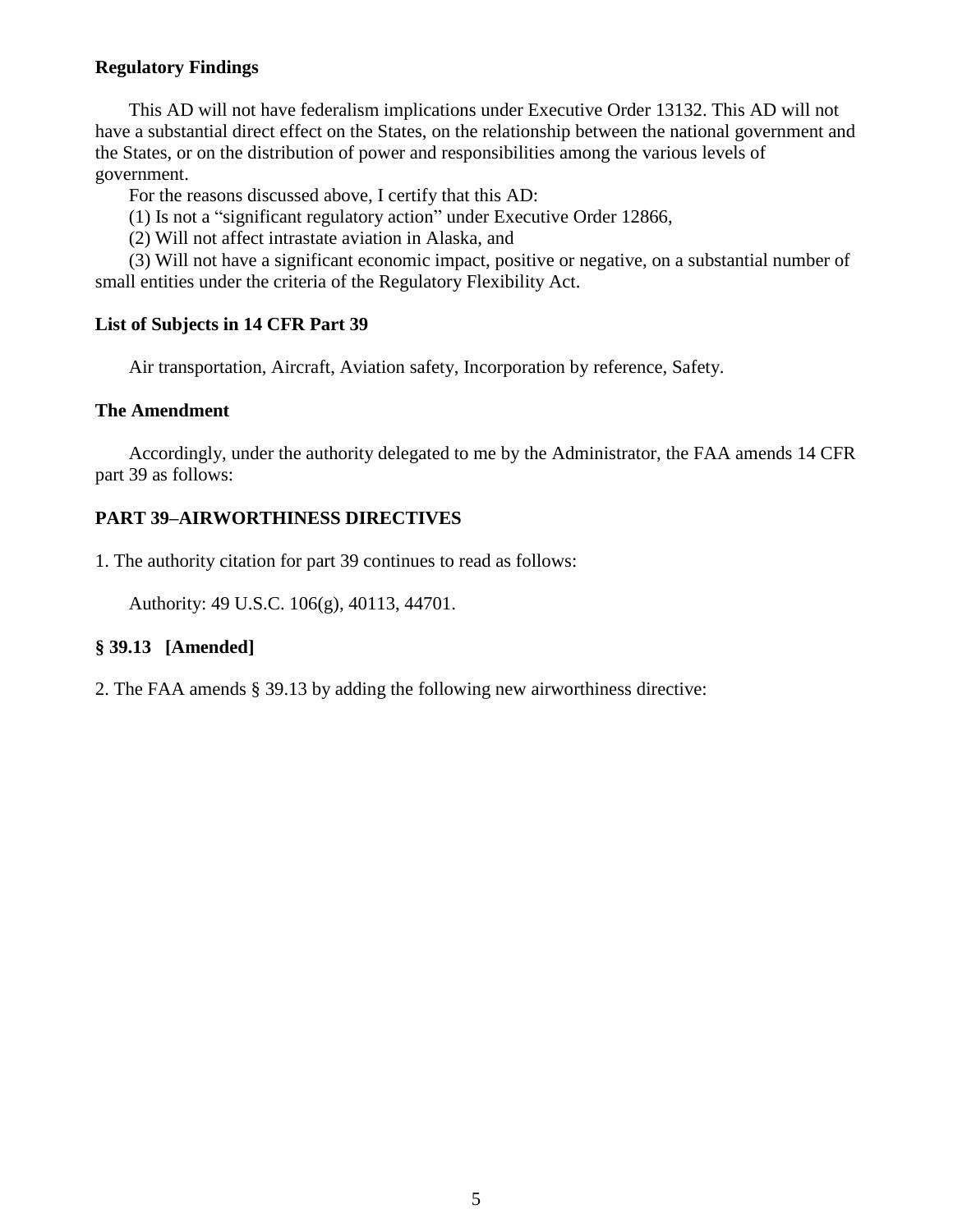### Regulatory Findings

This AD will not have federalism implications under Executive Order 13132. This AD will not have a substantial direct effect on the States, on the relationship between the national government and the States, or on the distribution of power and responsibilities among the various levels of government.

For the reasons discussed above, I certify that this AD:

(1) Is not a "significant regulatory action" under Executive Order 12866,

(2) Will not affect intrastate aviation in Alaska, and

(3) Will not have a significant economic impact, positive or negative, on a substantial number of small entities under the criteria of the Regulatory Flexibility Act.

### List of Subjects in 14 CFR Part 39

Air transportation, Aircraft, Aviation safety, Incorporation by reference, Safety.

### The Amendment

Accordingly, under the authority delegated to me by the Administrator, the FAA amends 14 CFR part 39 as follows:

### PART 39–AIRWORTHINESS DIRECTIVES

1. The authority citation for part 39 continues to read as follows:

Authority: 49 U.S.C. 106(g), 40113, 44701.

### § 39.13 [Amended]

2. The FAA amends § 39.13 by adding the following new airworthiness directive: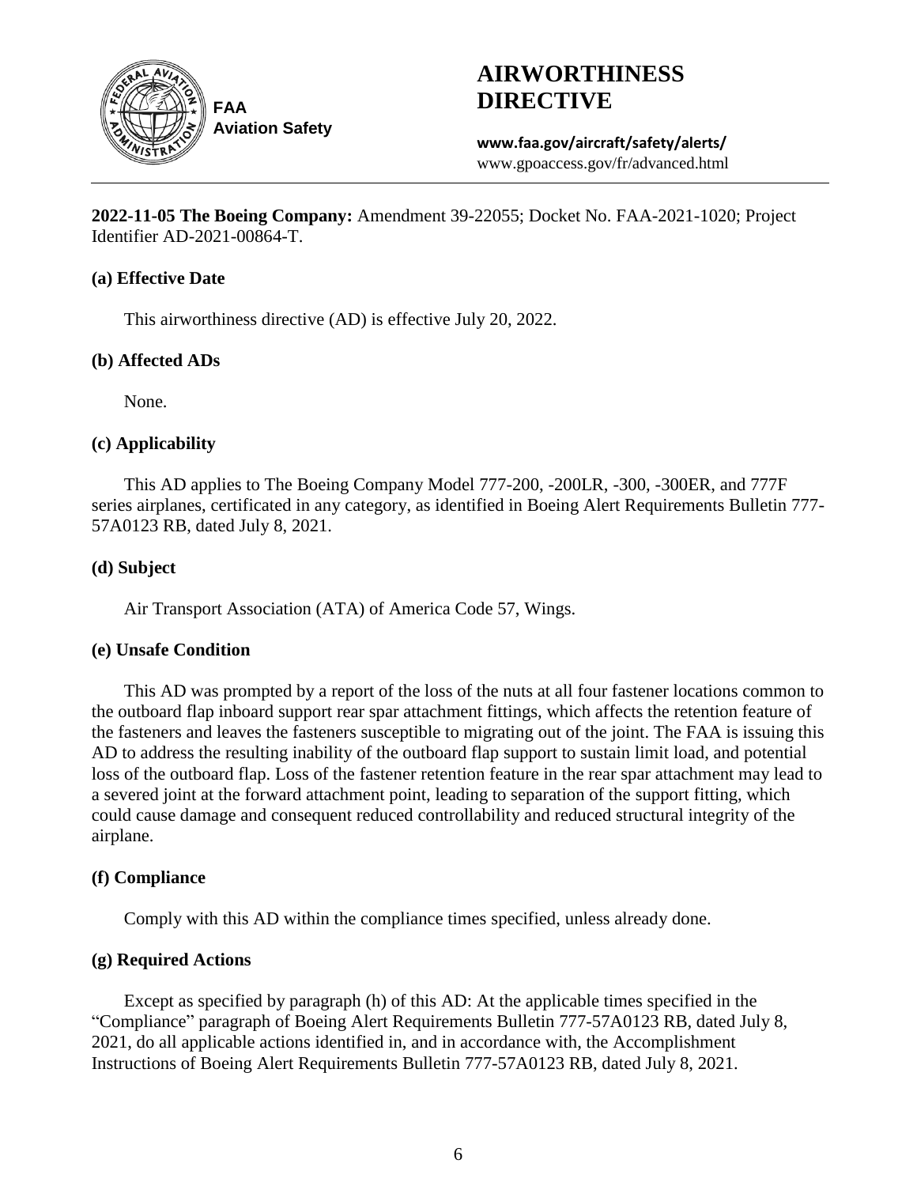**2022-11-05 The Boeing Company:** Amendment 39-22055; Docket No. FAA-2021-1020; Project Identifier AD-2021-00864-T.

### (a) Effective Date

This airworthiness directive (AD) is effective July 20, 2022.

### (b) Affected ADs

None.

### (c) Applicability

This AD applies to The Boeing Company Model 777-200, -200LR, -300, -300ER, and 777F series airplanes, certificated in any category, as identified in Boeing Alert Requirements Bulletin 777-57A0123 RB, dated July 8, 2021.

### (d) Subject

Air Transport Association (ATA) of America Code 57, Wings.

### (e) Unsafe Condition

This AD was prompted by a report of the loss of the nuts at all four fastener locations common to the outboard flap inboard support rear spar attachment fittings, which affects the retention feature of the fasteners and leaves the fasteners susceptible to migrating out of the joint. The FAA is issuing this AD to address the resulting inability of the outboard flap support to sustain limit load, and potential loss of the outboard flap. Loss of the fastener retention feature in the rear spar attachment may lead to a severed joint at the forward attachment point, leading to separation of the support fitting, which could cause damage and consequent reduced controllability and reduced structural integrity of the airplane.

### (f) Compliance

Comply with this AD within the compliance times specified, unless already done.

### (g) Required Actions

Except as specified by paragraph (h) of this AD: At the applicable times specified in the "Compliance" paragraph of Boeing Alert Requirements Bulletin 777-57A0123 RB, dated July 8, 2021, do all applicable actions identified in, and in accordance with, the Accomplishment Instructions of Boeing Alert Requirements Bulletin 777-57A0123 RB, dated July 8, 2021.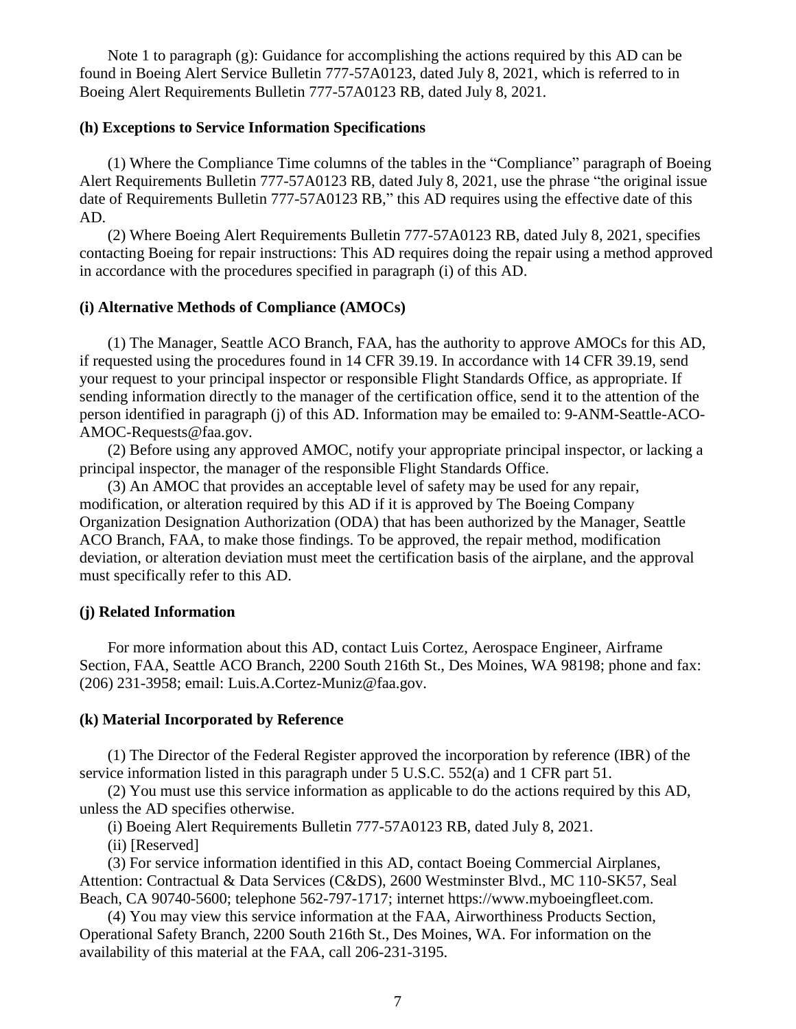Note 1 to paragraph (g): Guidance for accomplishing the actions required by this AD can be found in Boeing Alert Service Bulletin 777-57A0123, dated July 8, 2021, which is referred to in Boeing Alert Requirements Bulletin 777-57A0123 RB, dated July 8, 2021.

### (h) Exceptions to Service Information Specifications

(1) Where the Compliance Time columns of the tables in the "Compliance" paragraph of Boeing Alert Requirements Bulletin 777-57A0123 RB, dated July 8, 2021, use the phrase "the original issue date of Requirements Bulletin 777-57A0123 RB," this AD requires using the effective date of this AD.

(2) Where Boeing Alert Requirements Bulletin 777-57A0123 RB, dated July 8, 2021, specifies contacting Boeing for repair instructions: This AD requires doing the repair using a method approved in accordance with the procedures specified in paragraph (i) of this AD.

### (i) Alternative Methods of Compliance (AMOCs)

(1) The Manager, Seattle ACO Branch, FAA, has the authority to approve AMOCs for this AD, if requested using the procedures found in 14 CFR 39.19. In accordance with 14 CFR 39.19, send your request to your principal inspector or responsible Flight Standards Office, as appropriate. If sending information directly to the manager of the certification office, send it to the attention of the person identified in paragraph (j) of this AD. Information may be emailed to: 9-ANM-Seattle-ACO-AMOC-Requests@faa.gov.

(2) Before using any approved AMOC, notify your appropriate principal inspector, or lacking a principal inspector, the manager of the responsible Flight Standards Office.

(3) An AMOC that provides an acceptable level of safety may be used for any repair, modification, or alteration required by this AD if it is approved by The Boeing Company Organization Designation Authorization (ODA) that has been authorized by the Manager, Seattle ACO Branch, FAA, to make those findings. To be approved, the repair method, modification deviation, or alteration deviation must meet the certification basis of the airplane, and the approval must specifically refer to this AD.

### (j) Related Information

For more information about this AD, contact Luis Cortez, Aerospace Engineer, Airframe Section, FAA, Seattle ACO Branch, 2200 South 216th St., Des Moines, WA 98198; phone and fax: (206) 231-3958; email: Luis.A.Cortez-Muniz@faa.gov.

### (k) Material Incorporated by Reference

(1) The Director of the Federal Register approved the incorporation by reference (IBR) of the service information listed in this paragraph under 5 U.S.C. 552(a) and 1 CFR part 51.

(2) You must use this service information as applicable to do the actions required by this AD, unless the AD specifies otherwise.

(i) Boeing Alert Requirements Bulletin 777-57A0123 RB, dated July 8, 2021.

(ii) [Reserved]

(3) For service information identified in this AD, contact Boeing Commercial Airplanes, Attention: Contractual & Data Services (C&DS), 2600 Westminster Blvd., MC 110-SK57, Seal Beach, CA 90740-5600; telephone 562-797-1717; internet https://www.myboeingfleet.com.

(4) You may view this service information at the FAA, Airworthiness Products Section, Operational Safety Branch, 2200 South 216th St., Des Moines, WA. For information on the availability of this material at the FAA, call 206-231-3195.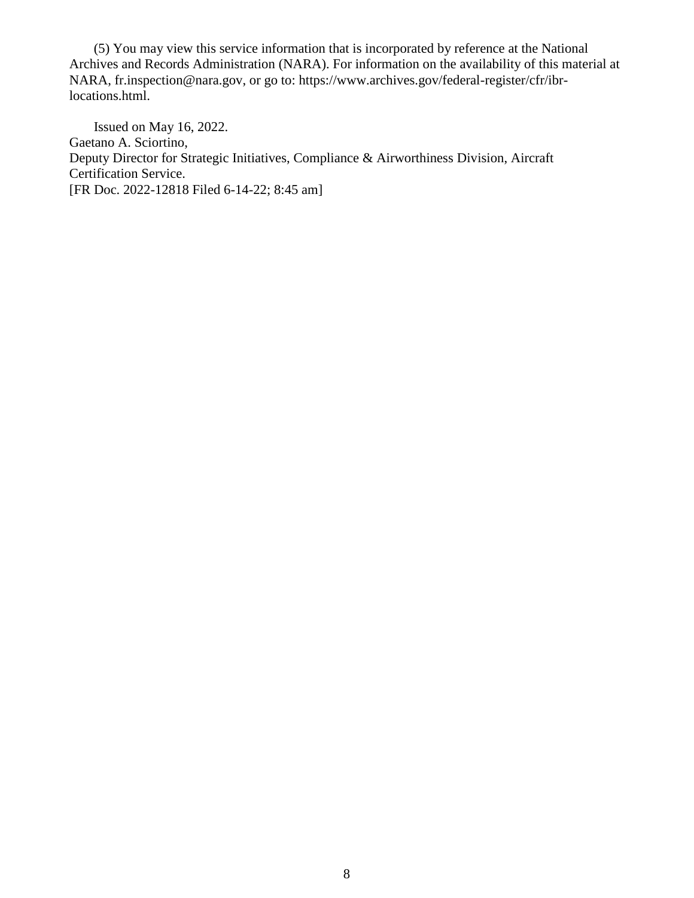(5) You may view this service information that is incorporated by reference at the National Archives and Records Administration (NARA). For information on the availability of this material at NARA, fr.inspection@nara.gov, or go to: https://www.archives.gov/federal-register/cfr/ibr-locations.html.

Issued on May 16, 2022.

Gaetano A. Sciortino,

Deputy Director for Strategic Initiatives, Compliance & Airworthiness Division, Aircraft Certification Service.

[FR Doc. 2022-12818 Filed 6-14-22; 8:45 am]